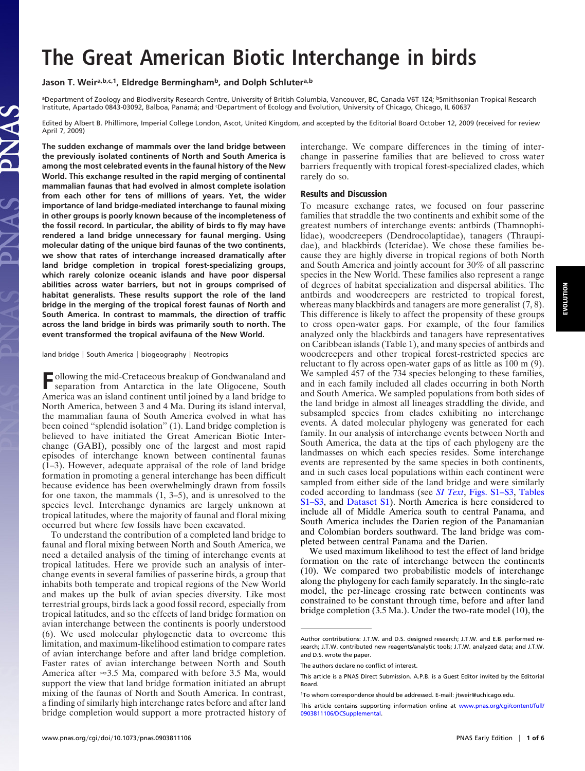# The Great American Biotic Interchange in birds

**Jason T. Weir[a,b,c,1], Eldredge Bermingham[b], and Dolph Schluter[a,b]**

[a]Department of Zoology and Biodiversity Research Centre, University of British Columbia, Vancouver, BC, Canada V6T 1Z4; [b]Smithsonian Tropical Research Institute, Apartado 0843-03092, Balboa, Panamá; and [c]Department of Ecology and Evolution, University of Chicago, Chicago, IL 60637

Edited by Albert B. Phillimore, Imperial College London, Ascot, United Kingdom, and accepted by the Editorial Board October 12, 2009 (received for review April 7, 2009)

**The sudden exchange of mammals over the land bridge between the previously isolated continents of North and South America is among the most celebrated events in the faunal history of the New World. This exchange resulted in the rapid merging of continental mammalian faunas that had evolved in almost complete isolation from each other for tens of millions of years. Yet, the wider importance of land bridge-mediated interchange to faunal mixing in other groups is poorly known because of the incompleteness of the fossil record. In particular, the ability of birds to fly may have rendered a land bridge unnecessary for faunal merging. Using molecular dating of the unique bird faunas of the two continents, we show that rates of interchange increased dramatically after land bridge completion in tropical forest-specializing groups, which rarely colonize oceanic islands and have poor dispersal abilities across water barriers, but not in groups comprised of habitat generalists. These results support the role of the land bridge in the merging of the tropical forest faunas of North and South America. In contrast to mammals, the direction of traffic across the land bridge in birds was primarily south to north. The event transformed the tropical avifauna of the New World.**

land bridge | South America | biogeography | Neotropics

Following the mid-Cretaceous breakup of Gondwanaland and separation from Antarctica in the late Oligocene, South America was an island continent until joined by a land bridge to North America, between 3 and 4 Ma. During its island interval, the mammalian fauna of South America evolved in what has been coined "splendid isolation" (1). Land bridge completion is believed to have initiated the Great American Biotic Interchange (GABI), possibly one of the largest and most rapid episodes of interchange known between continental faunas (1–3). However, adequate appraisal of the role of land bridge formation in promoting a general interchange has been difficult because evidence has been overwhelmingly drawn from fossils for one taxon, the mammals (1, 3–5), and is unresolved to the species level. Interchange dynamics are largely unknown at tropical latitudes, where the majority of faunal and floral mixing occurred but where few fossils have been excavated.

To understand the contribution of a completed land bridge to faunal and floral mixing between North and South America, we need a detailed analysis of the timing of interchange events at tropical latitudes. Here we provide such an analysis of interchange events in several families of passerine birds, a group that inhabits both temperate and tropical regions of the New World and makes up the bulk of avian species diversity. Like most terrestrial groups, birds lack a good fossil record, especially from tropical latitudes, and so the effects of land bridge formation on avian interchange between the continents is poorly understood (6). We used molecular phylogenetic data to overcome this limitation, and maximum-likelihood estimation to compare rates of avian interchange before and after land bridge completion. Faster rates of avian interchange between North and South America after ≈3.5 Ma, compared with before 3.5 Ma, would support the view that land bridge formation initiated an abrupt mixing of the faunas of North and South America. In contrast, a finding of similarly high interchange rates before and after land bridge completion would support a more protracted history of interchange. We compare differences in the timing of interchange in passerine families that are believed to cross water barriers frequently with tropical forest-specialized clades, which rarely do so.

## Results and Discussion

To measure exchange rates, we focused on four passerine families that straddle the two continents and exhibit some of the greatest numbers of interchange events: antbirds (Thamnophilidae), woodcreepers (Dendrocolaptidae), tanagers (Thraupidae), and blackbirds (Icteridae). We chose these families because they are highly diverse in tropical regions of both North and South America and jointly account for 30% of all passerine species in the New World. These families also represent a range of degrees of habitat specialization and dispersal abilities. The antbirds and woodcreepers are restricted to tropical forest, whereas many blackbirds and tanagers are more generalist (7, 8). This difference is likely to affect the propensity of these groups to cross open-water gaps. For example, of the four families analyzed only the blackbirds and tanagers have representatives on Caribbean islands (Table 1), and many species of antbirds and woodcreepers and other tropical forest-restricted species are reluctant to fly across open-water gaps of as little as 100 m (9). We sampled 457 of the 734 species belonging to these families, and in each family included all clades occurring in both North and South America. We sampled populations from both sides of the land bridge in almost all lineages straddling the divide, and subsampled species from clades exhibiting no interchange events. A dated molecular phylogeny was generated for each family. In our analysis of interchange events between North and South America, the data at the tips of each phylogeny are the landmasses on which each species resides. Some interchange events are represented by the same species in both continents, and in such cases local populations within each continent were sampled from either side of the land bridge and were similarly coded according to landmass (see *SI Text*, Figs. S1–S3, Tables S1–S3, and Dataset S1). North America is here considered to include all of Middle America south to central Panama, and South America includes the Darien region of the Panamanian and Colombian borders southward. The land bridge was completed between central Panama and the Darien.

We used maximum likelihood to test the effect of land bridge formation on the rate of interchange between the continents (10). We compared two probabilistic models of interchange along the phylogeny for each family separately. In the single-rate model, the per-lineage crossing rate between continents was constrained to be constant through time, before and after land bridge completion (3.5 Ma.). Under the two-rate model (10), the

Author contributions: J.T.W. and D.S. designed research; J.T.W. and E.B. performed research; J.T.W. contributed new reagents/analytic tools; J.T.W. analyzed data; and J.T.W. and D.S. wrote the paper.

The authors declare no conflict of interest.

This article is a PNAS Direct Submission. A.P.B. is a Guest Editor invited by the Editorial Board.

[1]To whom correspondence should be addressed. E-mail: jtweir@uchicago.edu.

This article contains supporting information online at www.pnas.org/cgi/content/full/0903811106/DCSupplemental.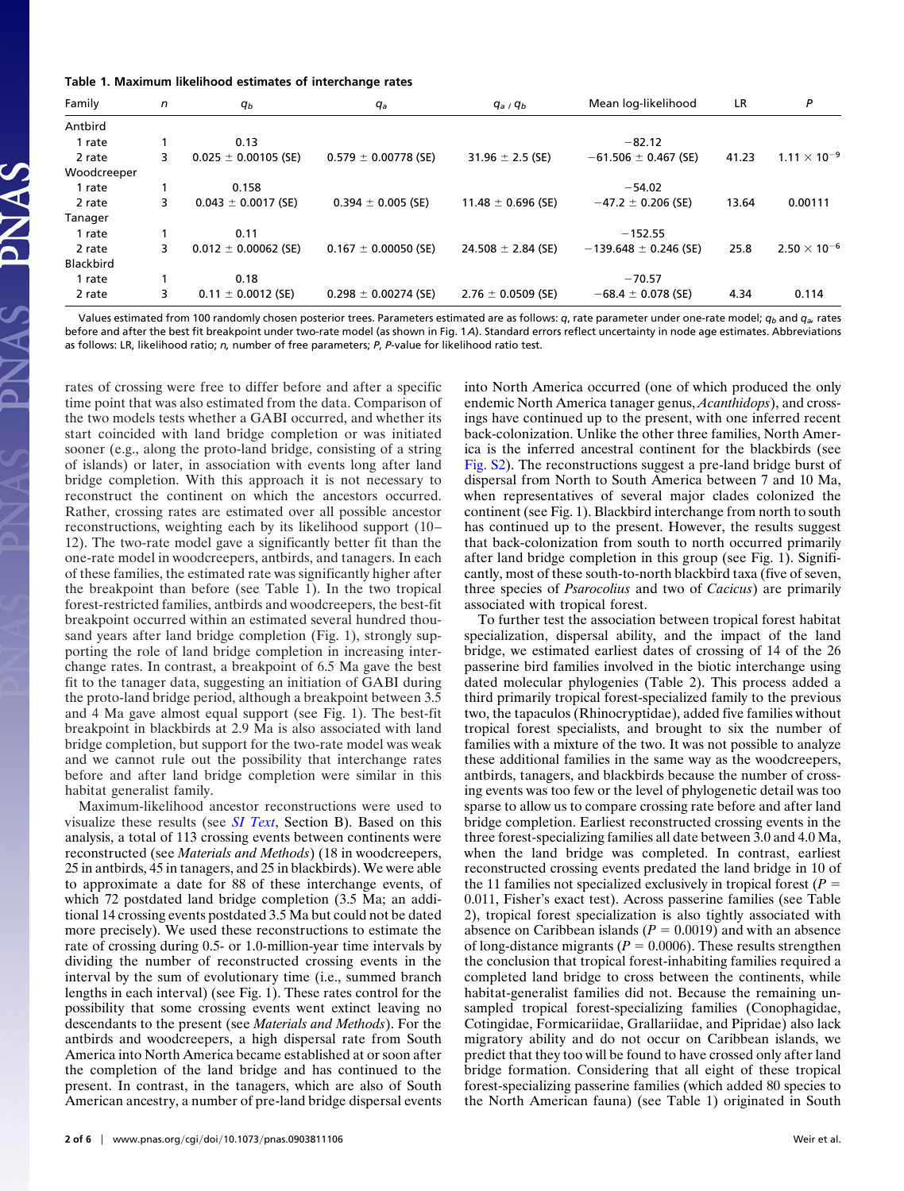**Table 1. Maximum likelihood estimates of interchange rates**

| Family | $n$ | $q_b$ | $q_a$ | $q_a$ / $q_b$ | Mean log-likelihood | LR | $P$ |
|---|---|---|---|---|---|---|---|
| Antbird | | | | | | | |
| 1 rate | 1 | 0.13 | | | −82.12 | | |
| 2 rate | 3 | 0.025 ± 0.00105 (SE) | 0.579 ± 0.00778 (SE) | 31.96 ± 2.5 (SE) | −61.506 ± 0.467 (SE) | 41.23 | $1.11 \times 10^{-9}$ |
| Woodcreeper | | | | | | | |
| 1 rate | 1 | 0.158 | | | −54.02 | | |
| 2 rate | 3 | 0.043 ± 0.0017 (SE) | 0.394 ± 0.005 (SE) | 11.48 ± 0.696 (SE) | −47.2 ± 0.206 (SE) | 13.64 | 0.00111 |
| Tanager | | | | | | | |
| 1 rate | 1 | 0.11 | | | −152.55 | | |
| 2 rate | 3 | 0.012 ± 0.00062 (SE) | 0.167 ± 0.00050 (SE) | 24.508 ± 2.84 (SE) | −139.648 ± 0.246 (SE) | 25.8 | $2.50 \times 10^{-6}$ |
| Blackbird | | | | | | | |
| 1 rate | 1 | 0.18 | | | −70.57 | | |
| 2 rate | 3 | 0.11 ± 0.0012 (SE) | 0.298 ± 0.00274 (SE) | 2.76 ± 0.0509 (SE) | −68.4 ± 0.078 (SE) | 4.34 | 0.114 |

Values estimated from 100 randomly chosen posterior trees. Parameters estimated are as follows: $q$, rate parameter under one-rate model; $q_b$ and $q_a$, rates before and after the best fit breakpoint under two-rate model (as shown in Fig. 1*A*). Standard errors reflect uncertainty in node age estimates. Abbreviations as follows: LR, likelihood ratio; $n$, number of free parameters; $P$, $P$-value for likelihood ratio test.

rates of crossing were free to differ before and after a specific time point that was also estimated from the data. Comparison of the two models tests whether a GABI occurred, and whether its start coincided with land bridge completion or was initiated sooner (e.g., along the proto-land bridge, consisting of a string of islands) or later, in association with events long after land bridge completion. With this approach it is not necessary to reconstruct the continent on which the ancestors occurred. Rather, crossing rates are estimated over all possible ancestor reconstructions, weighting each by its likelihood support (10–12). The two-rate model gave a significantly better fit than the one-rate model in woodcreepers, antbirds, and tanagers. In each of these families, the estimated rate was significantly higher after the breakpoint than before (see Table 1). In the two tropical forest-restricted families, antbirds and woodcreepers, the best-fit breakpoint occurred within an estimated several hundred thousand years after land bridge completion (Fig. 1), strongly supporting the role of land bridge completion in increasing interchange rates. In contrast, a breakpoint of 6.5 Ma gave the best fit to the tanager data, suggesting an initiation of GABI during the proto-land bridge period, although a breakpoint between 3.5 and 4 Ma gave almost equal support (see Fig. 1). The best-fit breakpoint in blackbirds at 2.9 Ma is also associated with land bridge completion, but support for the two-rate model was weak and we cannot rule out the possibility that interchange rates before and after land bridge completion were similar in this habitat generalist family.

Maximum-likelihood ancestor reconstructions were used to visualize these results (see *SI Text*, Section B). Based on this analysis, a total of 113 crossing events between continents were reconstructed (see *Materials and Methods*) (18 in woodcreepers, 25 in antbirds, 45 in tanagers, and 25 in blackbirds). We were able to approximate a date for 88 of these interchange events, of which 72 postdated land bridge completion (3.5 Ma; an additional 14 crossing events postdated 3.5 Ma but could not be dated more precisely). We used these reconstructions to estimate the rate of crossing during 0.5- or 1.0-million-year time intervals by dividing the number of reconstructed crossing events in the interval by the sum of evolutionary time (i.e., summed branch lengths in each interval) (see Fig. 1). These rates control for the possibility that some crossing events went extinct leaving no descendants to the present (see *Materials and Methods*). For the antbirds and woodcreepers, a high dispersal rate from South America into North America became established at or soon after the completion of the land bridge and has continued to the present. In contrast, in the tanagers, which are also of South American ancestry, a number of pre-land bridge dispersal events into North America occurred (one of which produced the only endemic North America tanager genus, *Acanthidops*), and crossings have continued up to the present, with one inferred recent back-colonization. Unlike the other three families, North America is the inferred ancestral continent for the blackbirds (see Fig. S2). The reconstructions suggest a pre-land bridge burst of dispersal from North to South America between 7 and 10 Ma, when representatives of several major clades colonized the continent (see Fig. 1). Blackbird interchange from north to south has continued up to the present. However, the results suggest that back-colonization from south to north occurred primarily after land bridge completion in this group (see Fig. 1). Significantly, most of these south-to-north blackbird taxa (five of seven, three species of *Psarocolius* and two of *Cacicus*) are primarily associated with tropical forest.

To further test the association between tropical forest habitat specialization, dispersal ability, and the impact of the land bridge, we estimated earliest dates of crossing of 14 of the 26 passerine bird families involved in the biotic interchange using dated molecular phylogenies (Table 2). This process added a third primarily tropical forest-specialized family to the previous two, the tapaculos (Rhinocryptidae), added five families without tropical forest specialists, and brought to six the number of families with a mixture of the two. It was not possible to analyze these additional families in the same way as the woodcreepers, antbirds, tanagers, and blackbirds because the number of crossing events was too few or the level of phylogenetic detail was too sparse to allow us to compare crossing rate before and after land bridge completion. Earliest reconstructed crossing events in the three forest-specializing families all date between 3.0 and 4.0 Ma, when the land bridge was completed. In contrast, earliest reconstructed crossing events predated the land bridge in 10 of the 11 families not specialized exclusively in tropical forest ($P$ = 0.011, Fisher's exact test). Across passerine families (see Table 2), tropical forest specialization is also tightly associated with absence on Caribbean islands ($P$ = 0.0019) and with an absence of long-distance migrants ($P$ = 0.0006). These results strengthen the conclusion that tropical forest-inhabiting families required a completed land bridge to cross between the continents, while habitat-generalist families did not. Because the remaining unsampled tropical forest-specializing families (Conophagidae, Cotingidae, Formicariidae, Grallariidae, and Pipridae) also lack migratory ability and do not occur on Caribbean islands, we predict that they too will be found to have crossed only after land bridge formation. Considering that all eight of these tropical forest-specializing passerine families (which added 80 species to the North American fauna) (see Table 1) originated in South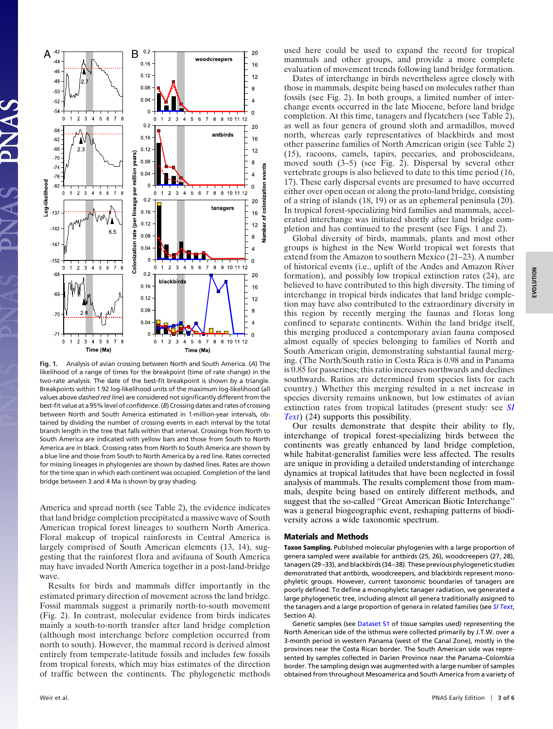Fig. 1. Analysis of avian crossing between North and South America. (*A*) The likelihood of a range of times for the breakpoint (time of rate change) in the two-rate analysis. The date of the best-fit breakpoint is shown by a triangle. Breakpoints within 1.92 log-likelihood units of the maximum log-likelihood (all values above *dashed red line*) are considered not significantly different from the best-fit value at a 95% level of confidence. (*B*) Crossing dates and rates of crossing between North and South America estimated in 1-million-year intervals, obtained by dividing the number of crossing events in each interval by the total branch length in the tree that falls within that interval. Crossings from North to South America are indicated with yellow bars and those from South to North America are in black. Crossing rates from North to South America are shown by a blue line and those from South to North America by a red line. Rates corrected for missing lineages in phylogenies are shown by dashed lines. Rates are shown for the time span in which each continent was occupied. Completion of the land bridge between 3 and 4 Ma is shown by gray shading.

America and spread north (see Table 2), the evidence indicates that land bridge completion precipitated a massive wave of South American tropical forest lineages to southern North America. Floral makeup of tropical rainforests in Central America is largely comprised of South American elements (13, 14), suggesting that the rainforest flora and avifauna of South America may have invaded North America together in a post-land-bridge wave.

Results for birds and mammals differ importantly in the estimated primary direction of movement across the land bridge. Fossil mammals suggest a primarily north-to-south movement (Fig. 2). In contrast, molecular evidence from birds indicates mainly a south-to-north transfer after land bridge completion (although most interchange before completion occurred from north to south). However, the mammal record is derived almost entirely from temperate-latitude fossils and includes few fossils from tropical forests, which may bias estimates of the direction of traffic between the continents. The phylogenetic methods used here could be used to expand the record for tropical mammals and other groups, and provide a more complete evaluation of movement trends following land bridge formation.

Dates of interchange in birds nevertheless agree closely with those in mammals, despite being based on molecules rather than fossils (see Fig. 2). In both groups, a limited number of interchange events occurred in the late Miocene, before land bridge completion. At this time, tanagers and flycatchers (see Table 2), as well as four genera of ground sloth and armadillos, moved north, whereas early representatives of blackbirds and most other passerine families of North American origin (see Table 2) (15), racoons, camels, tapirs, peccaries, and proboscideans, moved south (3–5) (see Fig. 2). Dispersal by several other vertebrate groups is also believed to date to this time period (16, 17). These early dispersal events are presumed to have occurred either over open ocean or along the proto-land bridge, consisting of a string of islands (18, 19) or as an ephemeral peninsula (20). In tropical forest-specializing bird families and mammals, accelerated interchange was initiated shortly after land bridge completion and has continued to the present (see Figs. 1 and 2).

Global diversity of birds, mammals, plants and most other groups is highest in the New World tropical wet forests that extend from the Amazon to southern Mexico (21–23). A number of historical events (i.e., uplift of the Andes and Amazon River formation), and possibly low tropical extinction rates (24), are believed to have contributed to this high diversity. The timing of interchange in tropical birds indicates that land bridge completion may have also contributed to the extraordinary diversity in this region by recently merging the faunas and floras long confined to separate continents. Within the land bridge itself, this merging produced a contemporary avian fauna composed almost equally of species belonging to families of North and South American origin, demonstrating substantial faunal merging. (The North/South ratio in Costa Rica is 0.98 and in Panama is 0.85 for passerines; this ratio increases northwards and declines southwards. Ratios are determined from species lists for each country.) Whether this merging resulted in a net increase in species diversity remains unknown, but low estimates of avian extinction rates from tropical latitudes (present study: see *SI Text*) (24) supports this possibility.

Our results demonstrate that despite their ability to fly, interchange of tropical forest-specializing birds between the continents was greatly enhanced by land bridge completion, while habitat-generalist families were less affected. The results are unique in providing a detailed understanding of interchange dynamics at tropical latitudes that have been neglected in fossil analysis of mammals. The results complement those from mammals, despite being based on entirely different methods, and suggest that the so-called "Great American Biotic Interchange" was a general biogeographic event, reshaping patterns of biodiversity across a wide taxonomic spectrum.

## Materials and Methods

**Taxon Sampling.** Published molecular phylogenies with a large proportion of genera sampled were available for antbirds (25, 26), woodcreepers (27, 28), tanagers (29–33), and blackbirds (34–38). These previous phylogenetic studies demonstrated that antbirds, woodcreepers, and blackbirds represent monophyletic groups. However, current taxonomic boundaries of tanagers are poorly defined. To define a monophyletic tanager radiation, we generated a large phylogenetic tree, including almost all genera traditionally assigned to the tanagers and a large proportion of genera in related families (see *SI Text*, Section A).

Genetic samples (see Dataset S1 of tissue samples used) representing the North American side of the isthmus were collected primarily by J.T.W. over a 3-month period in western Panama (west of the Canal Zone), mostly in the provinces near the Costa Rican border. The South American side was represented by samples collected in Darien Province near the Panama–Colombia border. The sampling design was augmented with a large number of samples obtained from throughout Mesoamerica and South America from a variety of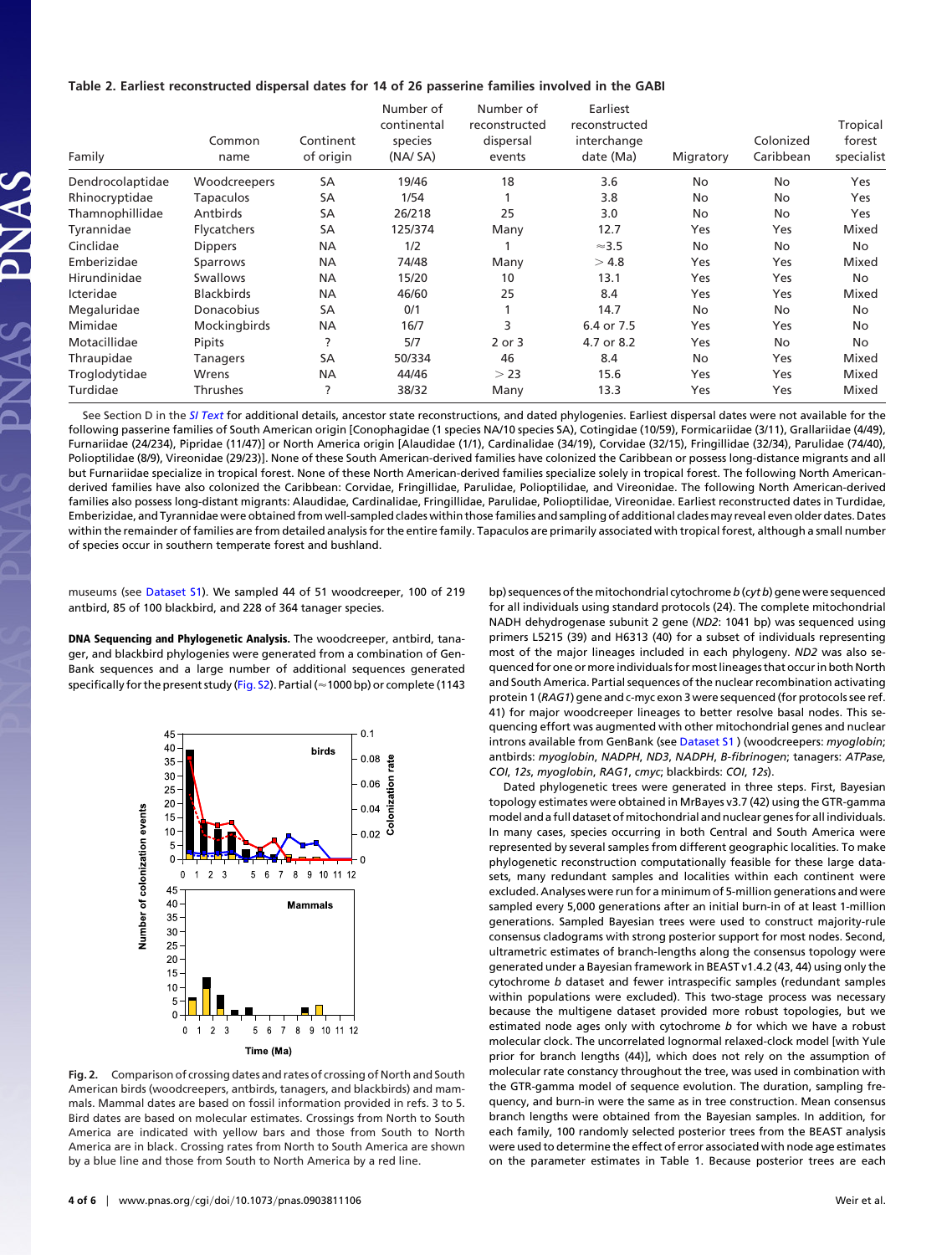**Table 2. Earliest reconstructed dispersal dates for 14 of 26 passerine families involved in the GABI**

| Family | Common name | Continent of origin | Number of continental species (NA/ SA) | Number of reconstructed dispersal events | Earliest reconstructed interchange date (Ma) | Migratory | Colonized Caribbean | Tropical forest specialist |
|---|---|---|---|---|---|---|---|---|
| Dendrocolaptidae | Woodcreepers | SA | 19/46 | 18 | 3.6 | No | No | Yes |
| Rhinocryptidae | Tapaculos | SA | 1/54 | 1 | 3.8 | No | No | Yes |
| Thamnophillidae | Antbirds | SA | 26/218 | 25 | 3.0 | No | No | Yes |
| Tyrannidae | Flycatchers | SA | 125/374 | Many | 12.7 | Yes | Yes | Mixed |
| Cinclidae | Dippers | NA | 1/2 | 1 | ≈3.5 | No | No | No |
| Emberizidae | Sparrows | NA | 74/48 | Many | > 4.8 | Yes | Yes | Mixed |
| Hirundinidae | Swallows | NA | 15/20 | 10 | 13.1 | Yes | Yes | No |
| Icteridae | Blackbirds | NA | 46/60 | 25 | 8.4 | Yes | Yes | Mixed |
| Megaluridae | Donacobius | SA | 0/1 | 1 | 14.7 | No | No | No |
| Mimidae | Mockingbirds | NA | 16/7 | 3 | 6.4 or 7.5 | Yes | Yes | No |
| Motacillidae | Pipits | ? | 5/7 | 2 or 3 | 4.7 or 8.2 | Yes | No | No |
| Thraupidae | Tanagers | SA | 50/334 | 46 | 8.4 | No | Yes | Mixed |
| Troglodytidae | Wrens | NA | 44/46 | > 23 | 15.6 | Yes | Yes | Mixed |
| Turdidae | Thrushes | ? | 38/32 | Many | 13.3 | Yes | Yes | Mixed |

See Section D in the *SI Text* for additional details, ancestor state reconstructions, and dated phylogenies. Earliest dispersal dates were not available for the following passerine families of South American origin [Conophagidae (1 species NA/10 species SA), Cotingidae (10/59), Formicariidae (3/11), Grallariidae (4/49), Furnariidae (24/234), Pipridae (11/47)] or North America origin [Alaudidae (1/1), Cardinalidae (34/19), Corvidae (32/15), Fringillidae (32/34), Parulidae (74/40), Polioptilidae (8/9), Vireonidae (29/23)]. None of these South American-derived families have colonized the Caribbean or possess long-distance migrants and all but Furnariidae specialize in tropical forest. None of these North American-derived families specialize solely in tropical forest. The following North American-derived families have also colonized the Caribbean: Corvidae, Fringillidae, Parulidae, Polioptilidae, and Vireonidae. The following North American-derived families also possess long-distant migrants: Alaudidae, Cardinalidae, Fringillidae, Parulidae, Polioptilidae, Vireonidae. Earliest reconstructed dates in Turdidae, Emberizidae, and Tyrannidae were obtained from well-sampled clades within those families and sampling of additional clades may reveal even older dates. Dates within the remainder of families are from detailed analysis for the entire family. Tapaculos are primarily associated with tropical forest, although a small number of species occur in southern temperate forest and bushland.

museums (see Dataset S1). We sampled 44 of 51 woodcreeper, 100 of 219 antbird, 85 of 100 blackbird, and 228 of 364 tanager species.

**DNA Sequencing and Phylogenetic Analysis.** The woodcreeper, antbird, tanager, and blackbird phylogenies were generated from a combination of GenBank sequences and a large number of additional sequences generated specifically for the present study (Fig. S2). Partial (≈1000 bp) or complete (1143 bp) sequences of the mitochondrial cytochrome *b* (*cyt b*) gene were sequenced for all individuals using standard protocols (24). The complete mitochondrial NADH dehydrogenase subunit 2 gene (*ND2*: 1041 bp) was sequenced using primers L5215 (39) and H6313 (40) for a subset of individuals representing most of the major lineages included in each phylogeny. *ND2* was also sequenced for one or more individuals for most lineages that occur in both North and South America. Partial sequences of the nuclear recombination activating protein 1 (*RAG1*) gene and c-myc exon 3 were sequenced (for protocols see ref. 41) for major woodcreeper lineages to better resolve basal nodes. This sequencing effort was augmented with other mitochondrial genes and nuclear introns available from GenBank (see Dataset S1) (woodcreepers: *myoglobin*; antbirds: *myoglobin*, *NADPH*, *ND3*, *NADPH*, *B-fibrinogen*; tanagers: *ATPase*, *COI*, *12s*, *myoglobin*, *RAG1*, *cmyc*; blackbirds: *COI*, *12s*).

Dated phylogenetic trees were generated in three steps. First, Bayesian topology estimates were obtained in MrBayes v3.7 (42) using the GTR-gamma model and a full dataset of mitochondrial and nuclear genes for all individuals. In many cases, species occurring in both Central and South America were represented by several samples from different geographic localities. To make phylogenetic reconstruction computationally feasible for these large datasets, many redundant samples and localities within each continent were excluded. Analyses were run for a minimum of 5-million generations and were sampled every 5,000 generations after an initial burn-in of at least 1-million generations. Sampled Bayesian trees were used to construct majority-rule consensus cladograms with strong posterior support for most nodes. Second, ultrametric estimates of branch-lengths along the consensus topology were generated under a Bayesian framework in BEAST v1.4.2 (43, 44) using only the cytochrome *b* dataset and fewer intraspecific samples (redundant samples within populations were excluded). This two-stage process was necessary because the multigene dataset provided more robust topologies, but we estimated node ages only with cytochrome *b* for which we have a robust molecular clock. The uncorrelated lognormal relaxed-clock model [with Yule prior for branch lengths (44)], which does not rely on the assumption of molecular rate constancy throughout the tree, was used in combination with the GTR-gamma model of sequence evolution. The duration, sampling frequency, and burn-in were the same as in tree construction. Mean consensus branch lengths were obtained from the Bayesian samples. In addition, for each family, 100 randomly selected posterior trees from the BEAST analysis were used to determine the effect of error associated with node age estimates on the parameter estimates in Table 1. Because posterior trees are each

**Fig. 2.** Comparison of crossing dates and rates of crossing of North and South American birds (woodcreepers, antbirds, tanagers, and blackbirds) and mammals. Mammal dates are based on fossil information provided in refs. 3 to 5. Bird dates are based on molecular estimates. Crossings from North to South America are indicated with yellow bars and those from South to North America are in black. Crossing rates from North to South America are shown by a blue line and those from South to North America by a red line.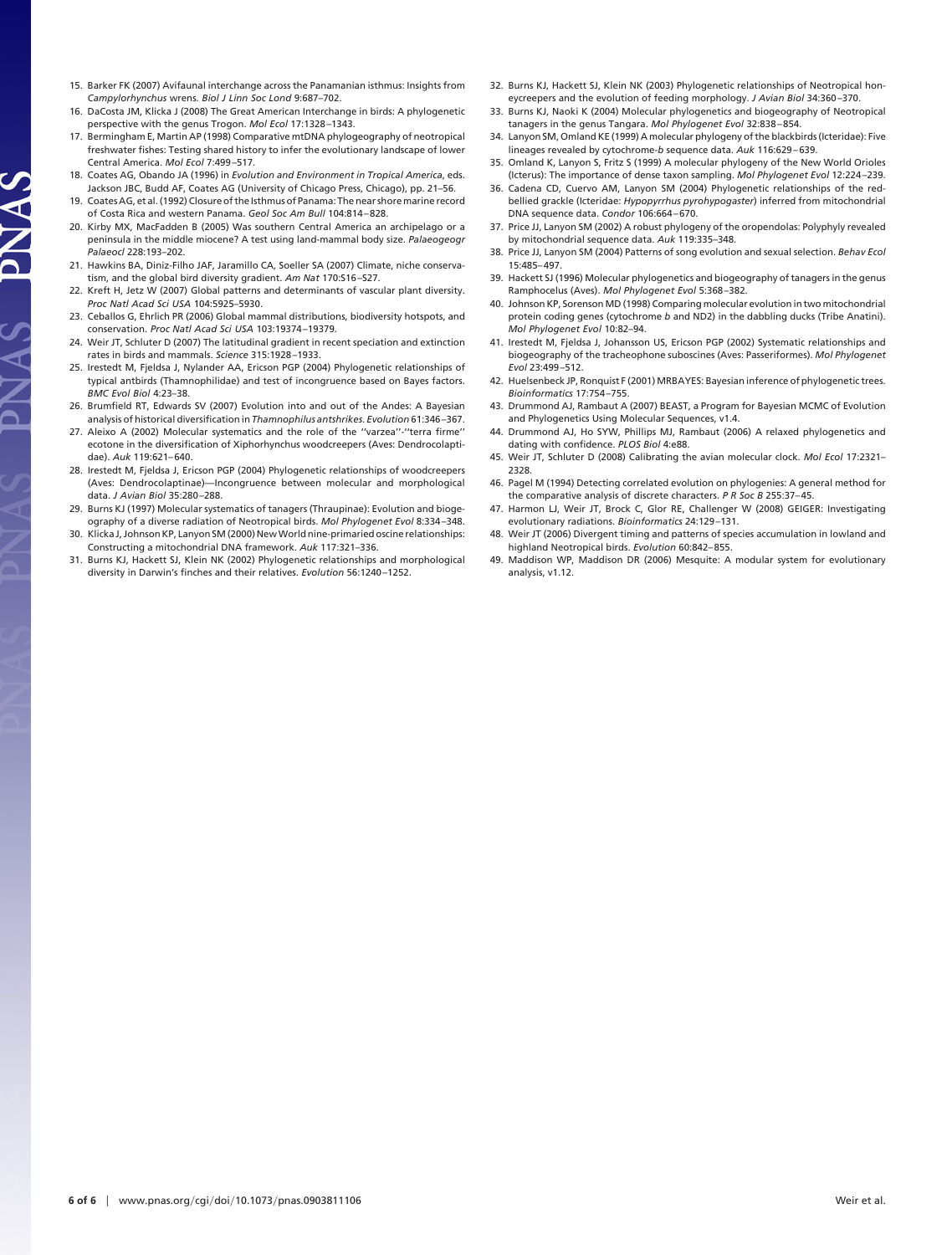15. Barker FK (2007) Avifaunal interchange across the Panamanian isthmus: Insights from *Campylorhynchus* wrens. *Biol J Linn Soc Lond* 9:687–702.
16. DaCosta JM, Klicka J (2008) The Great American Interchange in birds: A phylogenetic perspective with the genus Trogon. *Mol Ecol* 17:1328–1343.
17. Bermingham E, Martin AP (1998) Comparative mtDNA phylogeography of neotropical freshwater fishes: Testing shared history to infer the evolutionary landscape of lower Central America. *Mol Ecol* 7:499–517.
18. Coates AG, Obando JA (1996) in *Evolution and Environment in Tropical America*, eds. Jackson JBC, Budd AF, Coates AG (University of Chicago Press, Chicago), pp. 21–56.
19. Coates AG, et al. (1992) Closure of the Isthmus of Panama: The near shore marine record of Costa Rica and western Panama. *Geol Soc Am Bull* 104:814–828.
20. Kirby MX, MacFadden B (2005) Was southern Central America an archipelago or a peninsula in the middle miocene? A test using land-mammal body size. *Palaeogeogr Palaeocl* 228:193–202.
21. Hawkins BA, Diniz-Filho JAF, Jaramillo CA, Soeller SA (2007) Climate, niche conservatism, and the global bird diversity gradient. *Am Nat* 170:S16–S27.
22. Kreft H, Jetz W (2007) Global patterns and determinants of vascular plant diversity. *Proc Natl Acad Sci USA* 104:5925–5930.
23. Ceballos G, Ehrlich PR (2006) Global mammal distributions, biodiversity hotspots, and conservation. *Proc Natl Acad Sci USA* 103:19374–19379.
24. Weir JT, Schluter D (2007) The latitudinal gradient in recent speciation and extinction rates in birds and mammals. *Science* 315:1928–1933.
25. Irestedt M, Fjeldsa J, Nylander AA, Ericson PGP (2004) Phylogenetic relationships of typical antbirds (Thamnophilidae) and test of incongruence based on Bayes factors. *BMC Evol Biol* 4:23–38.
26. Brumfield RT, Edwards SV (2007) Evolution into and out of the Andes: A Bayesian analysis of historical diversification in *Thamnophilus antshrikes*. *Evolution* 61:346–367.
27. Aleixo A (2002) Molecular systematics and the role of the ''varzea''-''terra firme'' ecotone in the diversification of Xiphorhynchus woodcreepers (Aves: Dendrocolaptidae). *Auk* 119:621–640.
28. Irestedt M, Fjeldsa J, Ericson PGP (2004) Phylogenetic relationships of woodcreepers (Aves: Dendrocolaptinae)—Incongruence between molecular and morphological data. *J Avian Biol* 35:280–288.
29. Burns KJ (1997) Molecular systematics of tanagers (Thraupinae): Evolution and biogeography of a diverse radiation of Neotropical birds. *Mol Phylogenet Evol* 8:334–348.
30. Klicka J, Johnson KP, Lanyon SM (2000) New World nine-primaried oscine relationships: Constructing a mitochondrial DNA framework. *Auk* 117:321–336.
31. Burns KJ, Hackett SJ, Klein NK (2002) Phylogenetic relationships and morphological diversity in Darwin's finches and their relatives. *Evolution* 56:1240–1252.
32. Burns KJ, Hackett SJ, Klein NK (2003) Phylogenetic relationships of Neotropical honeycreepers and the evolution of feeding morphology. *J Avian Biol* 34:360–370.
33. Burns KJ, Naoki K (2004) Molecular phylogenetics and biogeography of Neotropical tanagers in the genus Tangara. *Mol Phylogenet Evol* 32:838–854.
34. Lanyon SM, Omland KE (1999) A molecular phylogeny of the blackbirds (Icteridae): Five lineages revealed by cytochrome-*b* sequence data. *Auk* 116:629–639.
35. Omland K, Lanyon S, Fritz S (1999) A molecular phylogeny of the New World Orioles (Icterus): The importance of dense taxon sampling. *Mol Phylogenet Evol* 12:224–239.
36. Cadena CD, Cuervo AM, Lanyon SM (2004) Phylogenetic relationships of the red-bellied grackle (Icteridae: *Hypopyrrhus pyrohypogaster*) inferred from mitochondrial DNA sequence data. *Condor* 106:664–670.
37. Price JJ, Lanyon SM (2002) A robust phylogeny of the oropendolas: Polyphyly revealed by mitochondrial sequence data. *Auk* 119:335–348.
38. Price JJ, Lanyon SM (2004) Patterns of song evolution and sexual selection. *Behav Ecol* 15:485–497.
39. Hackett SJ (1996) Molecular phylogenetics and biogeography of tanagers in the genus Ramphocelus (Aves). *Mol Phylogenet Evol* 5:368–382.
40. Johnson KP, Sorenson MD (1998) Comparing molecular evolution in two mitochondrial protein coding genes (cytochrome *b* and ND2) in the dabbling ducks (Tribe Anatini). *Mol Phylogenet Evol* 10:82–94.
41. Irestedt M, Fjeldsa J, Johansson US, Ericson PGP (2002) Systematic relationships and biogeography of the tracheophone suboscines (Aves: Passeriformes). *Mol Phylogenet Evol* 23:499–512.
42. Huelsenbeck JP, Ronquist F (2001) MRBAYES: Bayesian inference of phylogenetic trees. *Bioinformatics* 17:754–755.
43. Drummond AJ, Rambaut A (2007) BEAST, a Program for Bayesian MCMC of Evolution and Phylogenetics Using Molecular Sequences, v1.4.
44. Drummond AJ, Ho SYW, Phillips MJ, Rambaut (2006) A relaxed phylogenetics and dating with confidence. *PLOS Biol* 4:e88.
45. Weir JT, Schluter D (2008) Calibrating the avian molecular clock. *Mol Ecol* 17:2321–2328.
46. Pagel M (1994) Detecting correlated evolution on phylogenies: A general method for the comparative analysis of discrete characters. *P R Soc B* 255:37–45.
47. Harmon LJ, Weir JT, Brock C, Glor RE, Challenger W (2008) GEIGER: Investigating evolutionary radiations. *Bioinformatics* 24:129–131.
48. Weir JT (2006) Divergent timing and patterns of species accumulation in lowland and highland Neotropical birds. *Evolution* 60:842–855.
49. Maddison WP, Maddison DR (2006) Mesquite: A modular system for evolutionary analysis, v1.12.